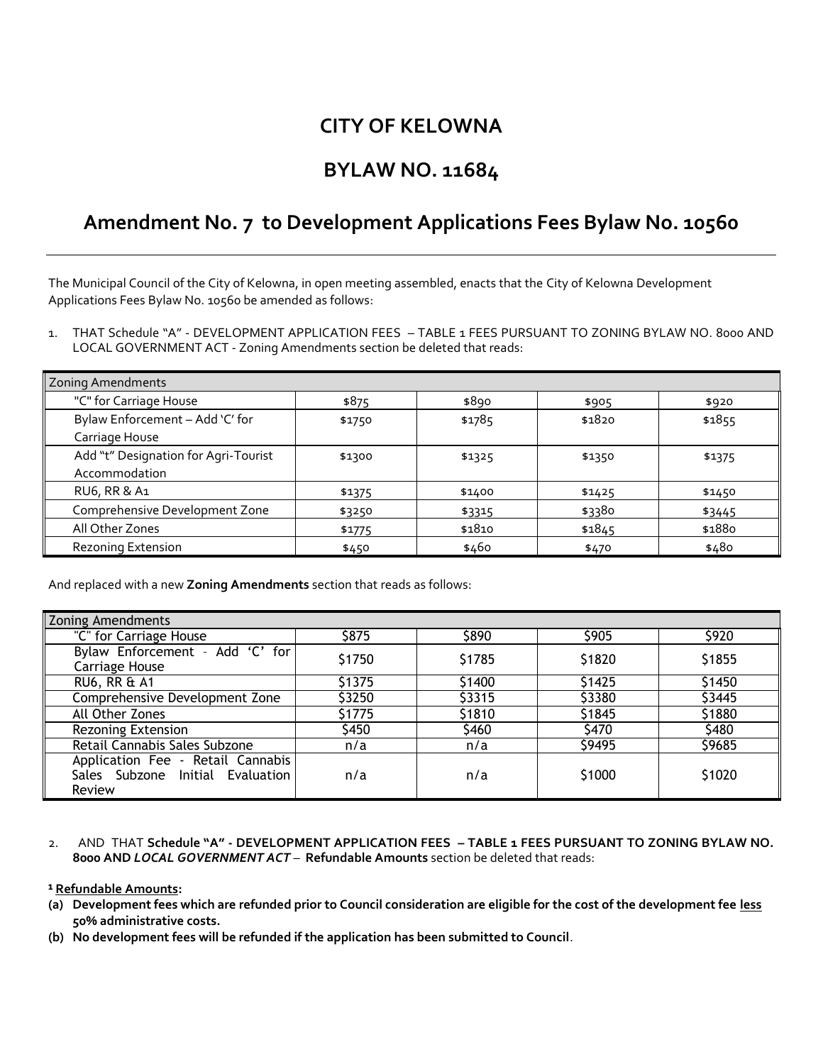# CITY OF KELOWNA

# BYLAW NO. 11684

## Amendment No. 7 to Development Applications Fees Bylaw No. 10560

The Municipal Council of the City of Kelowna, in open meeting assembled, enacts that the City of Kelowna Development Applications Fees Bylaw No. 10560 be amended as follows:

1. THAT Schedule "A" - DEVELOPMENT APPLICATION FEES – TABLE 1 FEES PURSUANT TO ZONING BYLAW NO. 8000 AND LOCAL GOVERNMENT ACT - Zoning Amendments section be deleted that reads:

| Zoning Amendments | | | | |
|---|---|---|---|---|
| "C" for Carriage House | $875 | $890 | $905 | $920 |
| Bylaw Enforcement – Add 'C' for Carriage House | $1750 | $1785 | $1820 | $1855 |
| Add "t" Designation for Agri-Tourist Accommodation | $1300 | $1325 | $1350 | $1375 |
| RU6, RR & A1 | $1375 | $1400 | $1425 | $1450 |
| Comprehensive Development Zone | $3250 | $3315 | $3380 | $3445 |
| All Other Zones | $1775 | $1810 | $1845 | $1880 |
| Rezoning Extension | $450 | $460 | $470 | $480 |

And replaced with a new **Zoning Amendments** section that reads as follows:

| Zoning Amendments | | | | |
|---|---|---|---|---|
| "C" for Carriage House | $875 | $890 | $905 | $920 |
| Bylaw Enforcement - Add 'C' for Carriage House | $1750 | $1785 | $1820 | $1855 |
| RU6, RR & A1 | $1375 | $1400 | $1425 | $1450 |
| Comprehensive Development Zone | $3250 | $3315 | $3380 | $3445 |
| All Other Zones | $1775 | $1810 | $1845 | $1880 |
| Rezoning Extension | $450 | $460 | $470 | $480 |
| Retail Cannabis Sales Subzone | n/a | n/a | $9495 | $9685 |
| Application Fee - Retail Cannabis Sales Subzone Initial Evaluation Review | n/a | n/a | $1000 | $1020 |

2. AND THAT **Schedule "A" - DEVELOPMENT APPLICATION FEES – TABLE 1 FEES PURSUANT TO ZONING BYLAW NO. 8000 AND *LOCAL GOVERNMENT ACT* – Refundable Amounts** section be deleted that reads:

**[1] Refundable Amounts:**

**(a) Development fees which are refunded prior to Council consideration are eligible for the cost of the development fee less 50% administrative costs.**

**(b) No development fees will be refunded if the application has been submitted to Council**.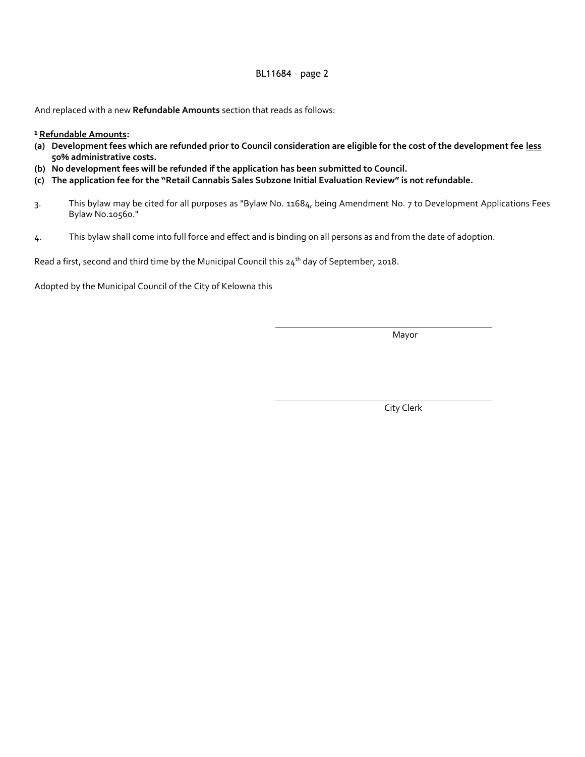And replaced with a new **Refundable Amounts** section that reads as follows:

**[1] Refundable Amounts:**

- **(a) Development fees which are refunded prior to Council consideration are eligible for the cost of the development fee less 50% administrative costs.**
- **(b) No development fees will be refunded if the application has been submitted to Council.**
- **(c) The application fee for the "Retail Cannabis Sales Subzone Initial Evaluation Review" is not refundable.**

3. This bylaw may be cited for all purposes as "Bylaw No. 11684, being Amendment No. 7 to Development Applications Fees Bylaw No.10560."

4. This bylaw shall come into full force and effect and is binding on all persons as and from the date of adoption.

Read a first, second and third time by the Municipal Council this 24th day of September, 2018.

Adopted by the Municipal Council of the City of Kelowna this

Mayor

City Clerk